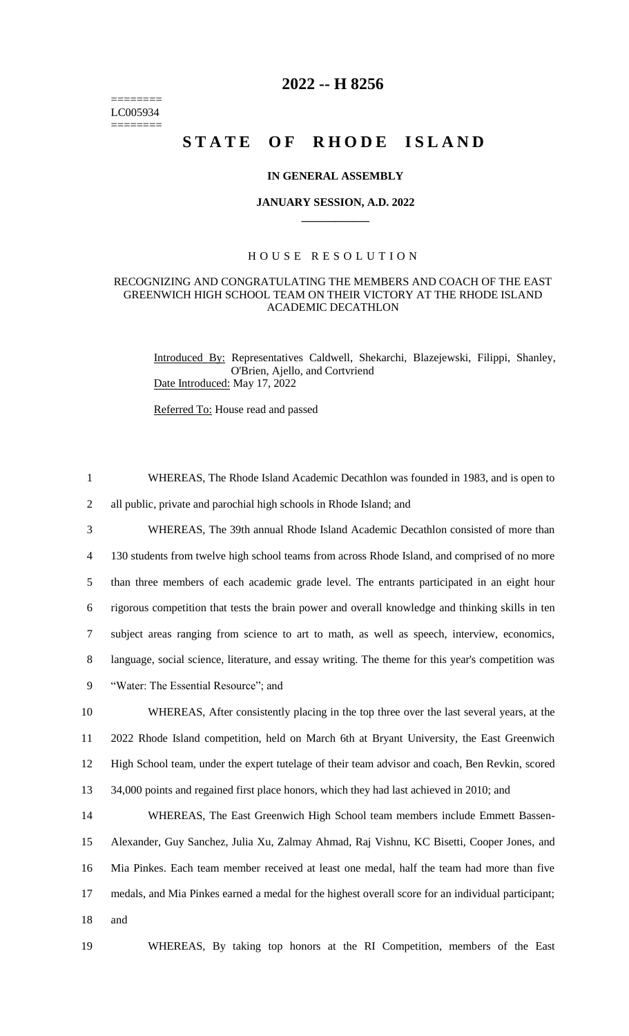========
LC005934
========

# 2022 -- H 8256

# STATE OF RHODE ISLAND

### IN GENERAL ASSEMBLY

### JANUARY SESSION, A.D. 2022

## HOUSE RESOLUTION

RECOGNIZING AND CONGRATULATING THE MEMBERS AND COACH OF THE EAST GREENWICH HIGH SCHOOL TEAM ON THEIR VICTORY AT THE RHODE ISLAND ACADEMIC DECATHLON

Introduced By: Representatives Caldwell, Shekarchi, Blazejewski, Filippi, Shanley, O'Brien, Ajello, and Cortvriend

Date Introduced: May 17, 2022

Referred To: House read and passed

1 WHEREAS, The Rhode Island Academic Decathlon was founded in 1983, and is open to
2 all public, private and parochial high schools in Rhode Island; and

3 WHEREAS, The 39th annual Rhode Island Academic Decathlon consisted of more than
4 130 students from twelve high school teams from across Rhode Island, and comprised of no more
5 than three members of each academic grade level. The entrants participated in an eight hour
6 rigorous competition that tests the brain power and overall knowledge and thinking skills in ten
7 subject areas ranging from science to art to math, as well as speech, interview, economics,
8 language, social science, literature, and essay writing. The theme for this year's competition was
9 "Water: The Essential Resource"; and

10 WHEREAS, After consistently placing in the top three over the last several years, at the
11 2022 Rhode Island competition, held on March 6th at Bryant University, the East Greenwich
12 High School team, under the expert tutelage of their team advisor and coach, Ben Revkin, scored
13 34,000 points and regained first place honors, which they had last achieved in 2010; and

14 WHEREAS, The East Greenwich High School team members include Emmett Bassen-
15 Alexander, Guy Sanchez, Julia Xu, Zalmay Ahmad, Raj Vishnu, KC Bisetti, Cooper Jones, and
16 Mia Pinkes. Each team member received at least one medal, half the team had more than five
17 medals, and Mia Pinkes earned a medal for the highest overall score for an individual participant;
18 and

19 WHEREAS, By taking top honors at the RI Competition, members of the East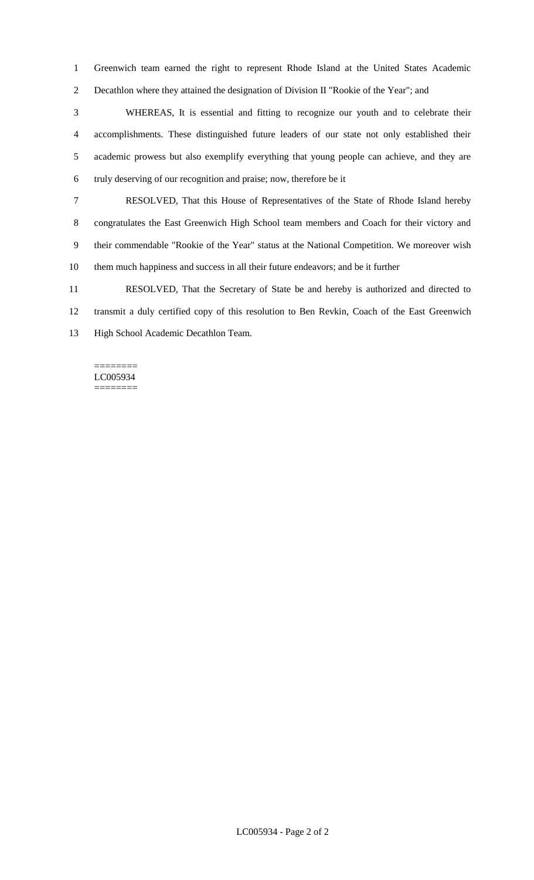Greenwich team earned the right to represent Rhode Island at the United States Academic Decathlon where they attained the designation of Division II "Rookie of the Year"; and

WHEREAS, It is essential and fitting to recognize our youth and to celebrate their accomplishments. These distinguished future leaders of our state not only established their academic prowess but also exemplify everything that young people can achieve, and they are truly deserving of our recognition and praise; now, therefore be it

RESOLVED, That this House of Representatives of the State of Rhode Island hereby congratulates the East Greenwich High School team members and Coach for their victory and their commendable "Rookie of the Year" status at the National Competition. We moreover wish them much happiness and success in all their future endeavors; and be it further

RESOLVED, That the Secretary of State be and hereby is authorized and directed to transmit a duly certified copy of this resolution to Ben Revkin, Coach of the East Greenwich High School Academic Decathlon Team.

========
LC005934
========